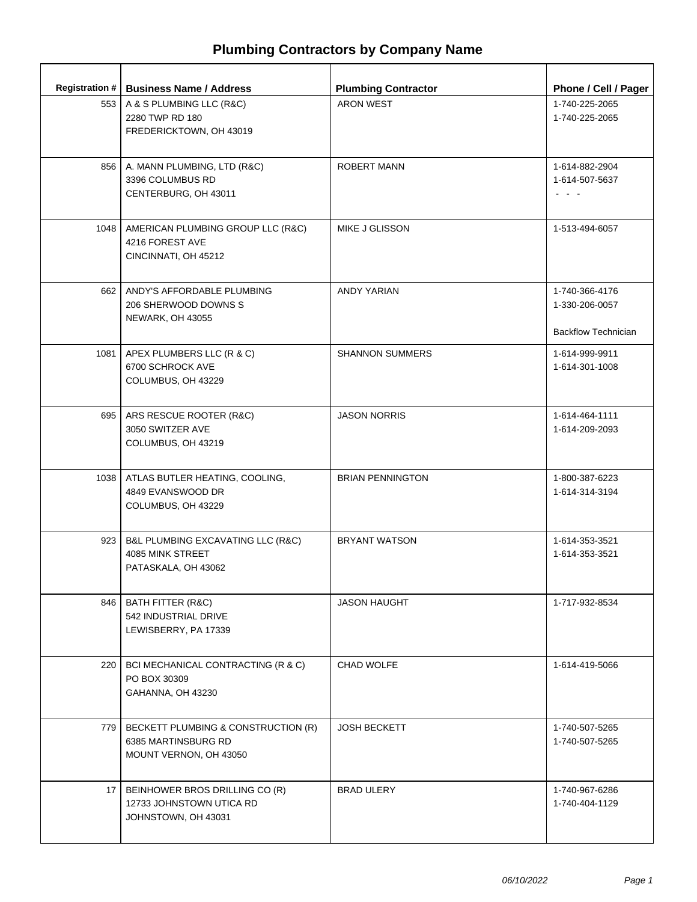# Plumbing Contractors by Company Name

| Registration # | Business Name / Address | Plumbing Contractor | Phone / Cell / Pager |
|---|---|---|---|
| 553 | A & S PLUMBING LLC (R&C)<br>2280 TWP RD 180<br>FREDERICKTOWN, OH 43019 | ARON WEST | 1-740-225-2065<br>1-740-225-2065 |
| 856 | A. MANN PLUMBING, LTD (R&C)<br>3396 COLUMBUS RD<br>CENTERBURG, OH 43011 | ROBERT MANN | 1-614-882-2904<br>1-614-507-5637<br>- - - |
| 1048 | AMERICAN PLUMBING GROUP LLC (R&C)<br>4216 FOREST AVE<br>CINCINNATI, OH 45212 | MIKE J GLISSON | 1-513-494-6057 |
| 662 | ANDY'S AFFORDABLE PLUMBING<br>206 SHERWOOD DOWNS S<br>NEWARK, OH 43055 | ANDY YARIAN | 1-740-366-4176<br>1-330-206-0057<br>Backflow Technician |
| 1081 | APEX PLUMBERS LLC (R & C)<br>6700 SCHROCK AVE<br>COLUMBUS, OH 43229 | SHANNON SUMMERS | 1-614-999-9911<br>1-614-301-1008 |
| 695 | ARS RESCUE ROOTER (R&C)<br>3050 SWITZER AVE<br>COLUMBUS, OH 43219 | JASON NORRIS | 1-614-464-1111<br>1-614-209-2093 |
| 1038 | ATLAS BUTLER HEATING, COOLING,<br>4849 EVANSWOOD DR<br>COLUMBUS, OH 43229 | BRIAN PENNINGTON | 1-800-387-6223<br>1-614-314-3194 |
| 923 | B&L PLUMBING EXCAVATING LLC (R&C)<br>4085 MINK STREET<br>PATASKALA, OH 43062 | BRYANT WATSON | 1-614-353-3521<br>1-614-353-3521 |
| 846 | BATH FITTER (R&C)<br>542 INDUSTRIAL DRIVE<br>LEWISBERRY, PA 17339 | JASON HAUGHT | 1-717-932-8534 |
| 220 | BCI MECHANICAL CONTRACTING (R & C)<br>PO BOX 30309<br>GAHANNA, OH 43230 | CHAD WOLFE | 1-614-419-5066 |
| 779 | BECKETT PLUMBING & CONSTRUCTION (R)<br>6385 MARTINSBURG RD<br>MOUNT VERNON, OH 43050 | JOSH BECKETT | 1-740-507-5265<br>1-740-507-5265 |
| 17 | BEINHOWER BROS DRILLING CO (R)<br>12733 JOHNSTOWN UTICA RD<br>JOHNSTOWN, OH 43031 | BRAD ULERY | 1-740-967-6286<br>1-740-404-1129 |

*06/10/2022*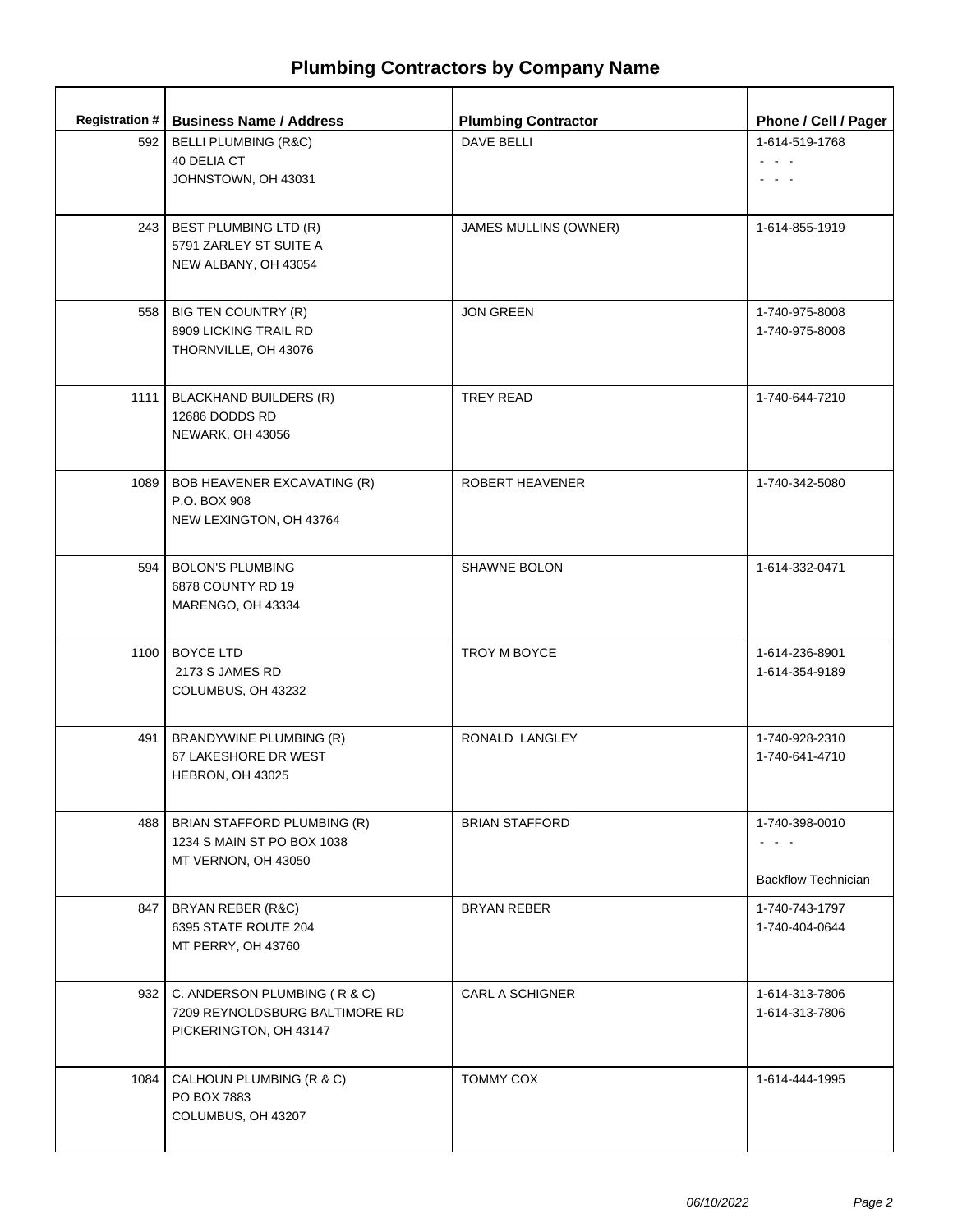# Plumbing Contractors by Company Name

| Registration # | Business Name / Address | Plumbing Contractor | Phone / Cell / Pager |
|---|---|---|---|
| 592 | BELLI PLUMBING (R&C)<br>40 DELIA CT<br>JOHNSTOWN, OH 43031 | DAVE BELLI | 1-614-519-1768<br>- - -<br>- - - |
| 243 | BEST PLUMBING LTD (R)<br>5791 ZARLEY ST SUITE A<br>NEW ALBANY, OH 43054 | JAMES MULLINS (OWNER) | 1-614-855-1919 |
| 558 | BIG TEN COUNTRY (R)<br>8909 LICKING TRAIL RD<br>THORNVILLE, OH 43076 | JON GREEN | 1-740-975-8008<br>1-740-975-8008 |
| 1111 | BLACKHAND BUILDERS (R)<br>12686 DODDS RD<br>NEWARK, OH 43056 | TREY READ | 1-740-644-7210 |
| 1089 | BOB HEAVENER EXCAVATING (R)<br>P.O. BOX 908<br>NEW LEXINGTON, OH 43764 | ROBERT HEAVENER | 1-740-342-5080 |
| 594 | BOLON'S PLUMBING<br>6878 COUNTY RD 19<br>MARENGO, OH 43334 | SHAWNE BOLON | 1-614-332-0471 |
| 1100 | BOYCE LTD<br>2173 S JAMES RD<br>COLUMBUS, OH 43232 | TROY M BOYCE | 1-614-236-8901<br>1-614-354-9189 |
| 491 | BRANDYWINE PLUMBING (R)<br>67 LAKESHORE DR WEST<br>HEBRON, OH 43025 | RONALD LANGLEY | 1-740-928-2310<br>1-740-641-4710 |
| 488 | BRIAN STAFFORD PLUMBING (R)<br>1234 S MAIN ST PO BOX 1038<br>MT VERNON, OH 43050 | BRIAN STAFFORD | 1-740-398-0010<br>- - -<br>Backflow Technician |
| 847 | BRYAN REBER (R&C)<br>6395 STATE ROUTE 204<br>MT PERRY, OH 43760 | BRYAN REBER | 1-740-743-1797<br>1-740-404-0644 |
| 932 | C. ANDERSON PLUMBING ( R & C)<br>7209 REYNOLDSBURG BALTIMORE RD<br>PICKERINGTON, OH 43147 | CARL A SCHIGNER | 1-614-313-7806<br>1-614-313-7806 |
| 1084 | CALHOUN PLUMBING (R & C)<br>PO BOX 7883<br>COLUMBUS, OH 43207 | TOMMY COX | 1-614-444-1995 |

*06/10/2022*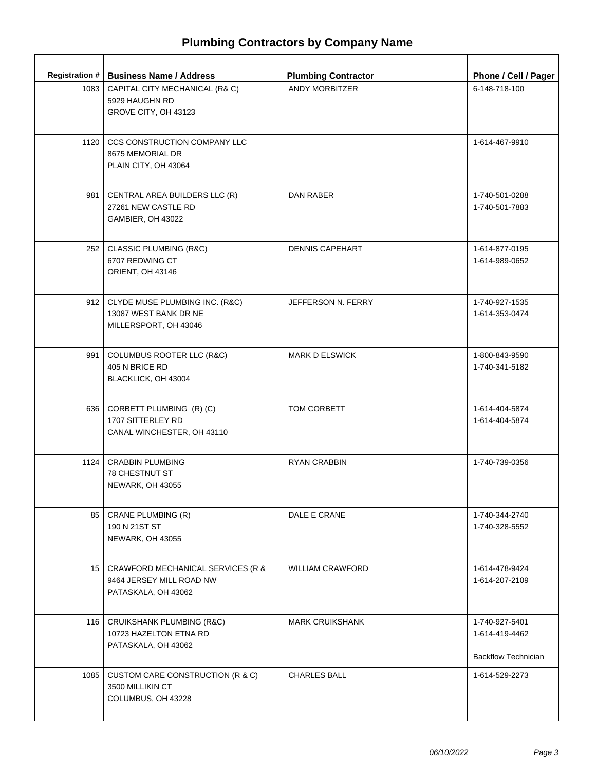# Plumbing Contractors by Company Name

| Registration # | Business Name / Address | Plumbing Contractor | Phone / Cell / Pager |
|---|---|---|---|
| 1083 | CAPITAL CITY MECHANICAL (R& C)<br>5929 HAUGHN RD<br>GROVE CITY, OH 43123 | ANDY MORBITZER | 6-148-718-100 |
| 1120 | CCS CONSTRUCTION COMPANY LLC<br>8675 MEMORIAL DR<br>PLAIN CITY, OH 43064 | | 1-614-467-9910 |
| 981 | CENTRAL AREA BUILDERS LLC (R)<br>27261 NEW CASTLE RD<br>GAMBIER, OH 43022 | DAN RABER | 1-740-501-0288<br>1-740-501-7883 |
| 252 | CLASSIC PLUMBING (R&C)<br>6707 REDWING CT<br>ORIENT, OH 43146 | DENNIS CAPEHART | 1-614-877-0195<br>1-614-989-0652 |
| 912 | CLYDE MUSE PLUMBING INC. (R&C)<br>13087 WEST BANK DR NE<br>MILLERSPORT, OH 43046 | JEFFERSON N. FERRY | 1-740-927-1535<br>1-614-353-0474 |
| 991 | COLUMBUS ROOTER LLC (R&C)<br>405 N BRICE RD<br>BLACKLICK, OH 43004 | MARK D ELSWICK | 1-800-843-9590<br>1-740-341-5182 |
| 636 | CORBETT PLUMBING (R) (C)<br>1707 SITTERLEY RD<br>CANAL WINCHESTER, OH 43110 | TOM CORBETT | 1-614-404-5874<br>1-614-404-5874 |
| 1124 | CRABBIN PLUMBING<br>78 CHESTNUT ST<br>NEWARK, OH 43055 | RYAN CRABBIN | 1-740-739-0356 |
| 85 | CRANE PLUMBING (R)<br>190 N 21ST ST<br>NEWARK, OH 43055 | DALE E CRANE | 1-740-344-2740<br>1-740-328-5552 |
| 15 | CRAWFORD MECHANICAL SERVICES (R &<br>9464 JERSEY MILL ROAD NW<br>PATASKALA, OH 43062 | WILLIAM CRAWFORD | 1-614-478-9424<br>1-614-207-2109 |
| 116 | CRUIKSHANK PLUMBING (R&C)<br>10723 HAZELTON ETNA RD<br>PATASKALA, OH 43062 | MARK CRUIKSHANK | 1-740-927-5401<br>1-614-419-4462<br>Backflow Technician |
| 1085 | CUSTOM CARE CONSTRUCTION (R & C)<br>3500 MILLIKIN CT<br>COLUMBUS, OH 43228 | CHARLES BALL | 1-614-529-2273 |

*06/10/2022*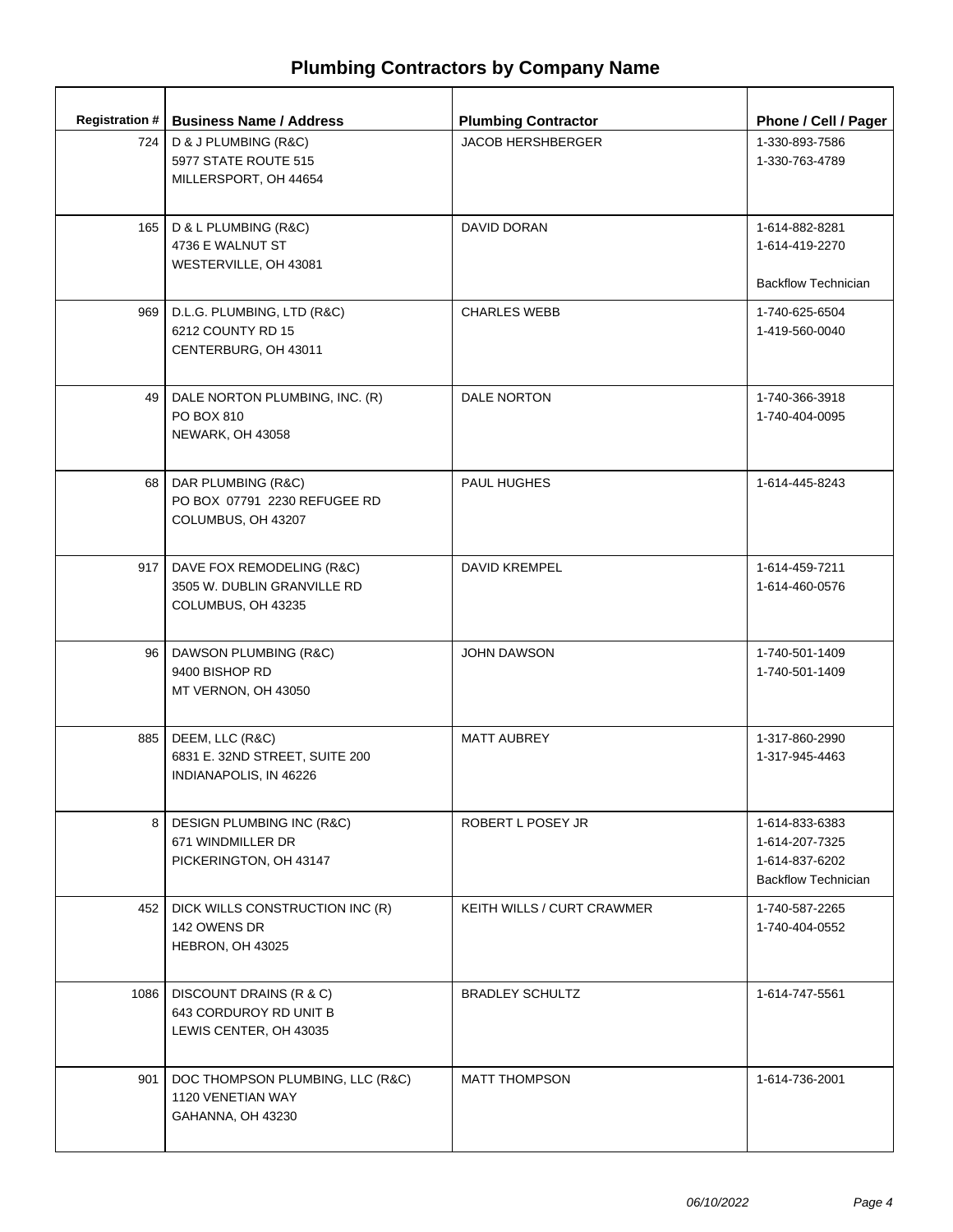# Plumbing Contractors by Company Name

| Registration # | Business Name / Address | Plumbing Contractor | Phone / Cell / Pager |
|---|---|---|---|
| 724 | D & J PLUMBING (R&C)<br>5977 STATE ROUTE 515<br>MILLERSPORT, OH 44654 | JACOB HERSHBERGER | 1-330-893-7586<br>1-330-763-4789 |
| 165 | D & L PLUMBING (R&C)<br>4736 E WALNUT ST<br>WESTERVILLE, OH 43081 | DAVID DORAN | 1-614-882-8281<br>1-614-419-2270<br><br>Backflow Technician |
| 969 | D.L.G. PLUMBING, LTD (R&C)<br>6212 COUNTY RD 15<br>CENTERBURG, OH 43011 | CHARLES WEBB | 1-740-625-6504<br>1-419-560-0040 |
| 49 | DALE NORTON PLUMBING, INC. (R)<br>PO BOX 810<br>NEWARK, OH 43058 | DALE NORTON | 1-740-366-3918<br>1-740-404-0095 |
| 68 | DAR PLUMBING (R&C)<br>PO BOX 07791 2230 REFUGEE RD<br>COLUMBUS, OH 43207 | PAUL HUGHES | 1-614-445-8243 |
| 917 | DAVE FOX REMODELING (R&C)<br>3505 W. DUBLIN GRANVILLE RD<br>COLUMBUS, OH 43235 | DAVID KREMPEL | 1-614-459-7211<br>1-614-460-0576 |
| 96 | DAWSON PLUMBING (R&C)<br>9400 BISHOP RD<br>MT VERNON, OH 43050 | JOHN DAWSON | 1-740-501-1409<br>1-740-501-1409 |
| 885 | DEEM, LLC (R&C)<br>6831 E. 32ND STREET, SUITE 200<br>INDIANAPOLIS, IN 46226 | MATT AUBREY | 1-317-860-2990<br>1-317-945-4463 |
| 8 | DESIGN PLUMBING INC (R&C)<br>671 WINDMILLER DR<br>PICKERINGTON, OH 43147 | ROBERT L POSEY JR | 1-614-833-6383<br>1-614-207-7325<br>1-614-837-6202<br>Backflow Technician |
| 452 | DICK WILLS CONSTRUCTION INC (R)<br>142 OWENS DR<br>HEBRON, OH 43025 | KEITH WILLS / CURT CRAWMER | 1-740-587-2265<br>1-740-404-0552 |
| 1086 | DISCOUNT DRAINS (R & C)<br>643 CORDUROY RD UNIT B<br>LEWIS CENTER, OH 43035 | BRADLEY SCHULTZ | 1-614-747-5561 |
| 901 | DOC THOMPSON PLUMBING, LLC (R&C)<br>1120 VENETIAN WAY<br>GAHANNA, OH 43230 | MATT THOMPSON | 1-614-736-2001 |

*06/10/2022*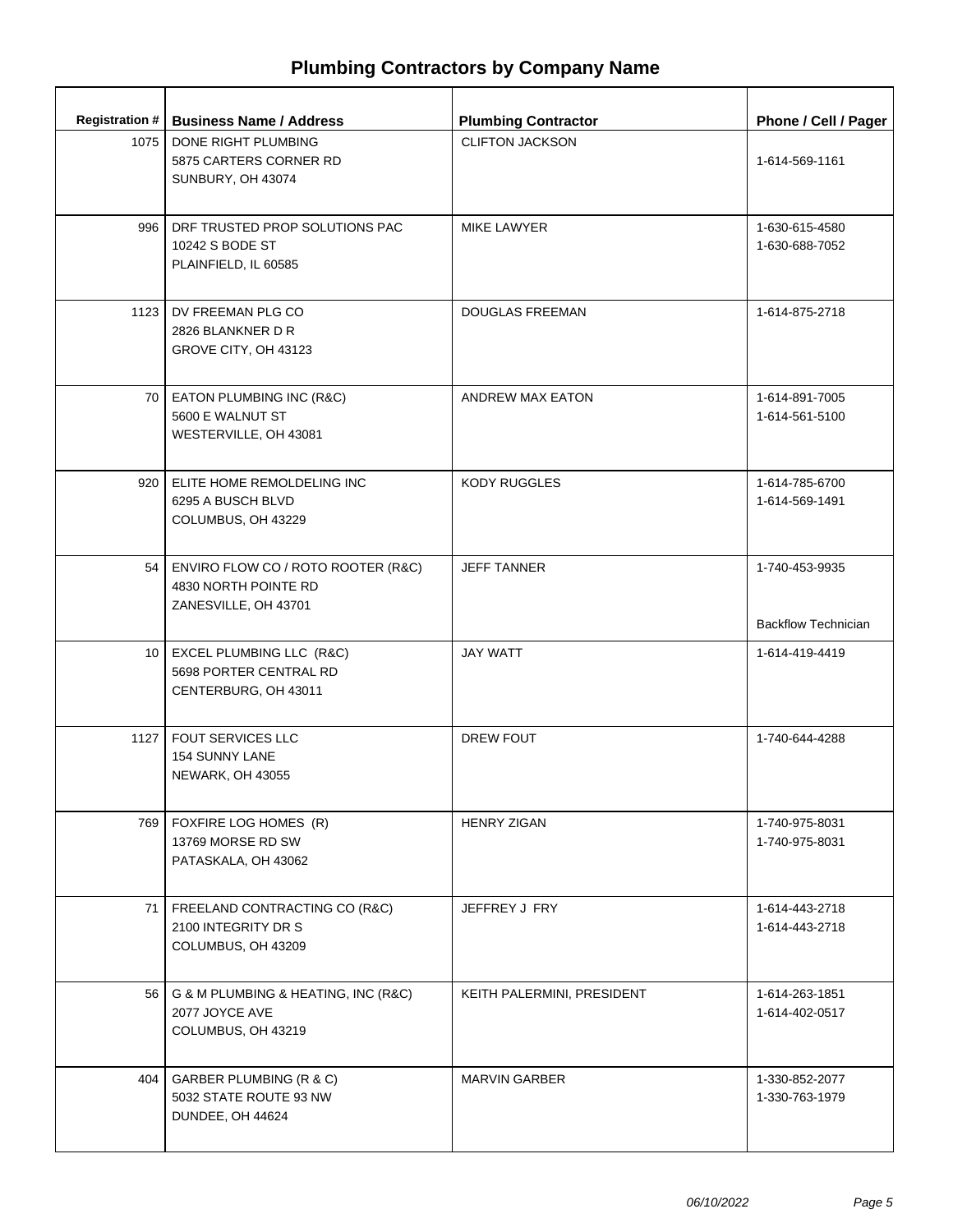# Plumbing Contractors by Company Name

| Registration # | Business Name / Address | Plumbing Contractor | Phone / Cell / Pager |
|---|---|---|---|
| 1075 | DONE RIGHT PLUMBING<br>5875 CARTERS CORNER RD<br>SUNBURY, OH 43074 | CLIFTON JACKSON | 1-614-569-1161 |
| 996 | DRF TRUSTED PROP SOLUTIONS PAC<br>10242 S BODE ST<br>PLAINFIELD, IL 60585 | MIKE LAWYER | 1-630-615-4580<br>1-630-688-7052 |
| 1123 | DV FREEMAN PLG CO<br>2826 BLANKNER D R<br>GROVE CITY, OH 43123 | DOUGLAS FREEMAN | 1-614-875-2718 |
| 70 | EATON PLUMBING INC (R&C)<br>5600 E WALNUT ST<br>WESTERVILLE, OH 43081 | ANDREW MAX EATON | 1-614-891-7005<br>1-614-561-5100 |
| 920 | ELITE HOME REMOLDELING INC<br>6295 A BUSCH BLVD<br>COLUMBUS, OH 43229 | KODY RUGGLES | 1-614-785-6700<br>1-614-569-1491 |
| 54 | ENVIRO FLOW CO / ROTO ROOTER (R&C)<br>4830 NORTH POINTE RD<br>ZANESVILLE, OH 43701 | JEFF TANNER | 1-740-453-9935<br><br>Backflow Technician |
| 10 | EXCEL PLUMBING LLC (R&C)<br>5698 PORTER CENTRAL RD<br>CENTERBURG, OH 43011 | JAY WATT | 1-614-419-4419 |
| 1127 | FOUT SERVICES LLC<br>154 SUNNY LANE<br>NEWARK, OH 43055 | DREW FOUT | 1-740-644-4288 |
| 769 | FOXFIRE LOG HOMES (R)<br>13769 MORSE RD SW<br>PATASKALA, OH 43062 | HENRY ZIGAN | 1-740-975-8031<br>1-740-975-8031 |
| 71 | FREELAND CONTRACTING CO (R&C)<br>2100 INTEGRITY DR S<br>COLUMBUS, OH 43209 | JEFFREY J FRY | 1-614-443-2718<br>1-614-443-2718 |
| 56 | G & M PLUMBING & HEATING, INC (R&C)<br>2077 JOYCE AVE<br>COLUMBUS, OH 43219 | KEITH PALERMINI, PRESIDENT | 1-614-263-1851<br>1-614-402-0517 |
| 404 | GARBER PLUMBING (R & C)<br>5032 STATE ROUTE 93 NW<br>DUNDEE, OH 44624 | MARVIN GARBER | 1-330-852-2077<br>1-330-763-1979 |

*06/10/2022*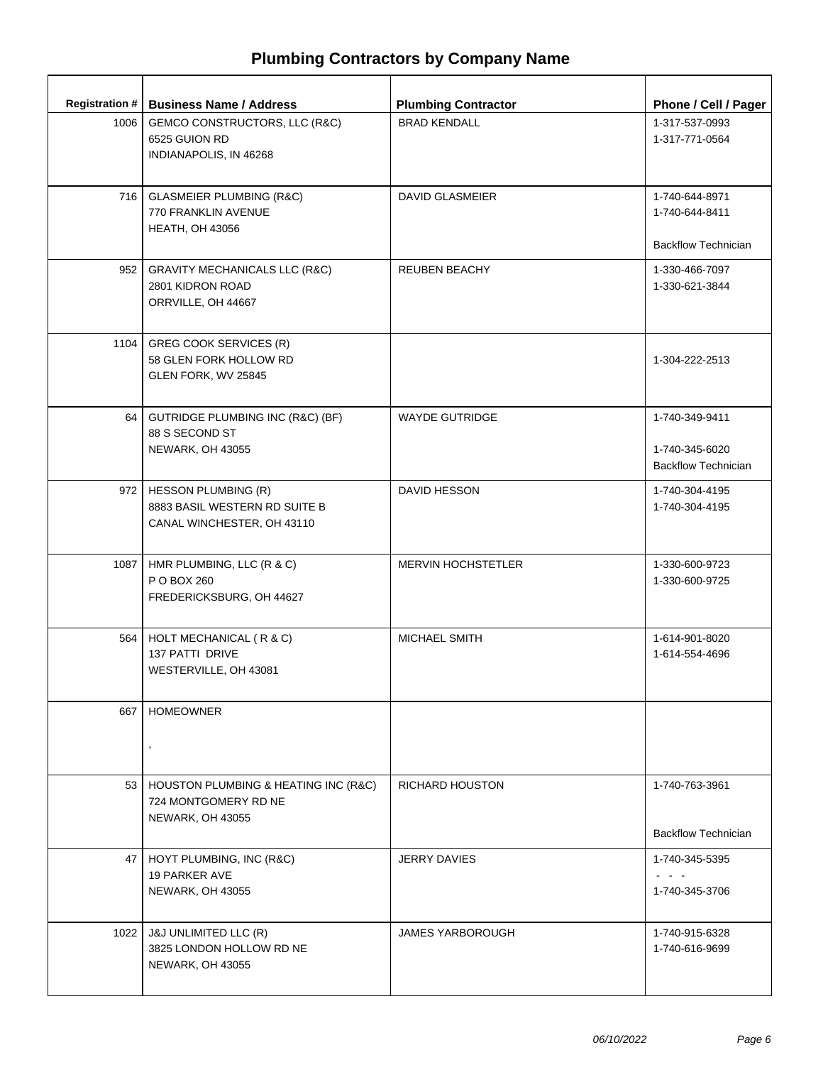# Plumbing Contractors by Company Name

| Registration # | Business Name / Address | Plumbing Contractor | Phone / Cell / Pager |
|---|---|---|---|
| 1006 | GEMCO CONSTRUCTORS, LLC (R&C)<br>6525 GUION RD<br>INDIANAPOLIS, IN 46268 | BRAD KENDALL | 1-317-537-0993<br>1-317-771-0564 |
| 716 | GLASMEIER PLUMBING (R&C)<br>770 FRANKLIN AVENUE<br>HEATH, OH 43056 | DAVID GLASMEIER | 1-740-644-8971<br>1-740-644-8411<br>Backflow Technician |
| 952 | GRAVITY MECHANICALS LLC (R&C)<br>2801 KIDRON ROAD<br>ORRVILLE, OH 44667 | REUBEN BEACHY | 1-330-466-7097<br>1-330-621-3844 |
| 1104 | GREG COOK SERVICES (R)<br>58 GLEN FORK HOLLOW RD<br>GLEN FORK, WV 25845 | | 1-304-222-2513 |
| 64 | GUTRIDGE PLUMBING INC (R&C) (BF)<br>88 S SECOND ST<br>NEWARK, OH 43055 | WAYDE GUTRIDGE | 1-740-349-9411<br>1-740-345-6020<br>Backflow Technician |
| 972 | HESSON PLUMBING (R)<br>8883 BASIL WESTERN RD SUITE B<br>CANAL WINCHESTER, OH 43110 | DAVID HESSON | 1-740-304-4195<br>1-740-304-4195 |
| 1087 | HMR PLUMBING, LLC (R & C)<br>P O BOX 260<br>FREDERICKSBURG, OH 44627 | MERVIN HOCHSTETLER | 1-330-600-9723<br>1-330-600-9725 |
| 564 | HOLT MECHANICAL ( R & C)<br>137 PATTI DRIVE<br>WESTERVILLE, OH 43081 | MICHAEL SMITH | 1-614-901-8020<br>1-614-554-4696 |
| 667 | HOMEOWNER<br>, | | |
| 53 | HOUSTON PLUMBING & HEATING INC (R&C)<br>724 MONTGOMERY RD NE<br>NEWARK, OH 43055 | RICHARD HOUSTON | 1-740-763-3961<br>Backflow Technician |
| 47 | HOYT PLUMBING, INC (R&C)<br>19 PARKER AVE<br>NEWARK, OH 43055 | JERRY DAVIES | 1-740-345-5395<br>- - -<br>1-740-345-3706 |
| 1022 | J&J UNLIMITED LLC (R)<br>3825 LONDON HOLLOW RD NE<br>NEWARK, OH 43055 | JAMES YARBOROUGH | 1-740-915-6328<br>1-740-616-9699 |

*06/10/2022*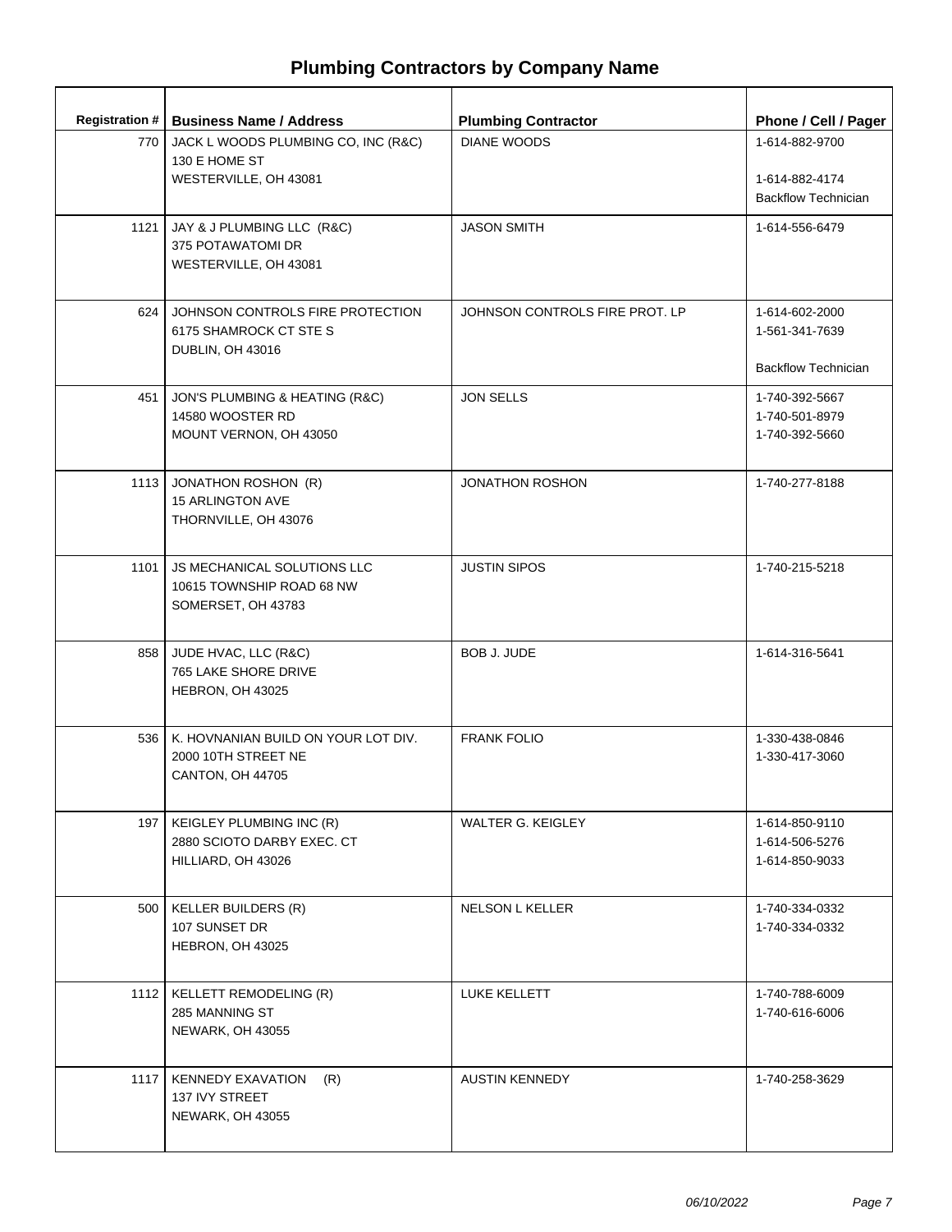# Plumbing Contractors by Company Name

| Registration # | Business Name / Address | Plumbing Contractor | Phone / Cell / Pager |
|---|---|---|---|
| 770 | JACK L WOODS PLUMBING CO, INC (R&C)<br>130 E HOME ST<br>WESTERVILLE, OH 43081 | DIANE WOODS | 1-614-882-9700<br><br>1-614-882-4174<br>Backflow Technician |
| 1121 | JAY & J PLUMBING LLC (R&C)<br>375 POTAWATOMI DR<br>WESTERVILLE, OH 43081 | JASON SMITH | 1-614-556-6479 |
| 624 | JOHNSON CONTROLS FIRE PROTECTION<br>6175 SHAMROCK CT STE S<br>DUBLIN, OH 43016 | JOHNSON CONTROLS FIRE PROT. LP | 1-614-602-2000<br>1-561-341-7639<br><br>Backflow Technician |
| 451 | JON'S PLUMBING & HEATING (R&C)<br>14580 WOOSTER RD<br>MOUNT VERNON, OH 43050 | JON SELLS | 1-740-392-5667<br>1-740-501-8979<br>1-740-392-5660 |
| 1113 | JONATHON ROSHON (R)<br>15 ARLINGTON AVE<br>THORNVILLE, OH 43076 | JONATHON ROSHON | 1-740-277-8188 |
| 1101 | JS MECHANICAL SOLUTIONS LLC<br>10615 TOWNSHIP ROAD 68 NW<br>SOMERSET, OH 43783 | JUSTIN SIPOS | 1-740-215-5218 |
| 858 | JUDE HVAC, LLC (R&C)<br>765 LAKE SHORE DRIVE<br>HEBRON, OH 43025 | BOB J. JUDE | 1-614-316-5641 |
| 536 | K. HOVNANIAN BUILD ON YOUR LOT DIV.<br>2000 10TH STREET NE<br>CANTON, OH 44705 | FRANK FOLIO | 1-330-438-0846<br>1-330-417-3060 |
| 197 | KEIGLEY PLUMBING INC (R)<br>2880 SCIOTO DARBY EXEC. CT<br>HILLIARD, OH 43026 | WALTER G. KEIGLEY | 1-614-850-9110<br>1-614-506-5276<br>1-614-850-9033 |
| 500 | KELLER BUILDERS (R)<br>107 SUNSET DR<br>HEBRON, OH 43025 | NELSON L KELLER | 1-740-334-0332<br>1-740-334-0332 |
| 1112 | KELLETT REMODELING (R)<br>285 MANNING ST<br>NEWARK, OH 43055 | LUKE KELLETT | 1-740-788-6009<br>1-740-616-6006 |
| 1117 | KENNEDY EXAVATION (R)<br>137 IVY STREET<br>NEWARK, OH 43055 | AUSTIN KENNEDY | 1-740-258-3629 |

*06/10/2022*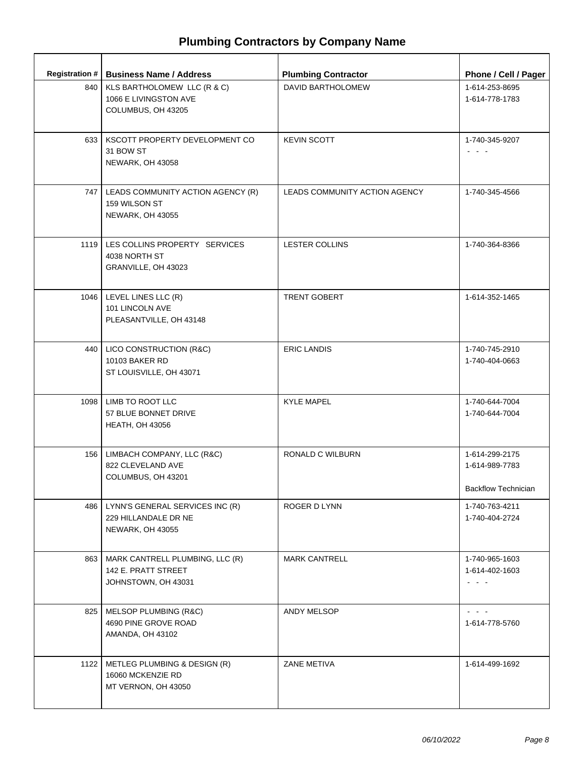# Plumbing Contractors by Company Name

| Registration # | Business Name / Address | Plumbing Contractor | Phone / Cell / Pager |
|---|---|---|---|
| 840 | KLS BARTHOLOMEW LLC (R & C)<br>1066 E LIVINGSTON AVE<br>COLUMBUS, OH 43205 | DAVID BARTHOLOMEW | 1-614-253-8695<br>1-614-778-1783 |
| 633 | KSCOTT PROPERTY DEVELOPMENT CO<br>31 BOW ST<br>NEWARK, OH 43058 | KEVIN SCOTT | 1-740-345-9207<br>- - - |
| 747 | LEADS COMMUNITY ACTION AGENCY (R)<br>159 WILSON ST<br>NEWARK, OH 43055 | LEADS COMMUNITY ACTION AGENCY | 1-740-345-4566 |
| 1119 | LES COLLINS PROPERTY SERVICES<br>4038 NORTH ST<br>GRANVILLE, OH 43023 | LESTER COLLINS | 1-740-364-8366 |
| 1046 | LEVEL LINES LLC (R)<br>101 LINCOLN AVE<br>PLEASANTVILLE, OH 43148 | TRENT GOBERT | 1-614-352-1465 |
| 440 | LICO CONSTRUCTION (R&C)<br>10103 BAKER RD<br>ST LOUISVILLE, OH 43071 | ERIC LANDIS | 1-740-745-2910<br>1-740-404-0663 |
| 1098 | LIMB TO ROOT LLC<br>57 BLUE BONNET DRIVE<br>HEATH, OH 43056 | KYLE MAPEL | 1-740-644-7004<br>1-740-644-7004 |
| 156 | LIMBACH COMPANY, LLC (R&C)<br>822 CLEVELAND AVE<br>COLUMBUS, OH 43201 | RONALD C WILBURN | 1-614-299-2175<br>1-614-989-7783<br>Backflow Technician |
| 486 | LYNN'S GENERAL SERVICES INC (R)<br>229 HILLANDALE DR NE<br>NEWARK, OH 43055 | ROGER D LYNN | 1-740-763-4211<br>1-740-404-2724 |
| 863 | MARK CANTRELL PLUMBING, LLC (R)<br>142 E. PRATT STREET<br>JOHNSTOWN, OH 43031 | MARK CANTRELL | 1-740-965-1603<br>1-614-402-1603<br>- - - |
| 825 | MELSOP PLUMBING (R&C)<br>4690 PINE GROVE ROAD<br>AMANDA, OH 43102 | ANDY MELSOP | - - -<br>1-614-778-5760 |
| 1122 | METLEG PLUMBING & DESIGN (R)<br>16060 MCKENZIE RD<br>MT VERNON, OH 43050 | ZANE METIVA | 1-614-499-1692 |

*06/10/2022*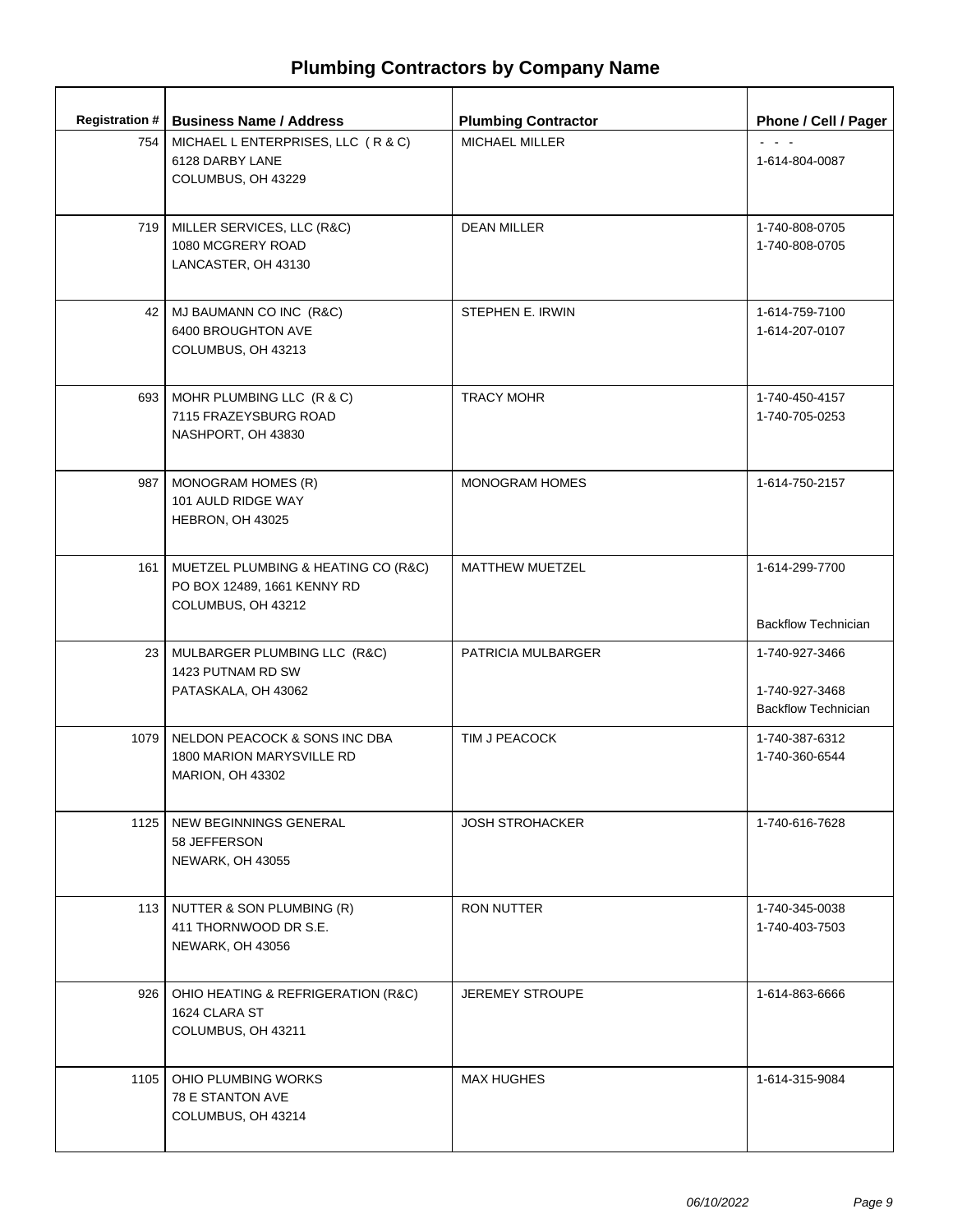# Plumbing Contractors by Company Name

| Registration # | Business Name / Address | Plumbing Contractor | Phone / Cell / Pager |
|---|---|---|---|
| 754 | MICHAEL L ENTERPRISES, LLC ( R & C)<br>6128 DARBY LANE<br>COLUMBUS, OH 43229 | MICHAEL MILLER | - - -<br>1-614-804-0087 |
| 719 | MILLER SERVICES, LLC (R&C)<br>1080 MCGRERY ROAD<br>LANCASTER, OH 43130 | DEAN MILLER | 1-740-808-0705<br>1-740-808-0705 |
| 42 | MJ BAUMANN CO INC (R&C)<br>6400 BROUGHTON AVE<br>COLUMBUS, OH 43213 | STEPHEN E. IRWIN | 1-614-759-7100<br>1-614-207-0107 |
| 693 | MOHR PLUMBING LLC (R & C)<br>7115 FRAZEYSBURG ROAD<br>NASHPORT, OH 43830 | TRACY MOHR | 1-740-450-4157<br>1-740-705-0253 |
| 987 | MONOGRAM HOMES (R)<br>101 AULD RIDGE WAY<br>HEBRON, OH 43025 | MONOGRAM HOMES | 1-614-750-2157 |
| 161 | MUETZEL PLUMBING & HEATING CO (R&C)<br>PO BOX 12489, 1661 KENNY RD<br>COLUMBUS, OH 43212 | MATTHEW MUETZEL | 1-614-299-7700<br>Backflow Technician |
| 23 | MULBARGER PLUMBING LLC (R&C)<br>1423 PUTNAM RD SW<br>PATASKALA, OH 43062 | PATRICIA MULBARGER | 1-740-927-3466<br>1-740-927-3468<br>Backflow Technician |
| 1079 | NELDON PEACOCK & SONS INC DBA<br>1800 MARION MARYSVILLE RD<br>MARION, OH 43302 | TIM J PEACOCK | 1-740-387-6312<br>1-740-360-6544 |
| 1125 | NEW BEGINNINGS GENERAL<br>58 JEFFERSON<br>NEWARK, OH 43055 | JOSH STROHACKER | 1-740-616-7628 |
| 113 | NUTTER & SON PLUMBING (R)<br>411 THORNWOOD DR S.E.<br>NEWARK, OH 43056 | RON NUTTER | 1-740-345-0038<br>1-740-403-7503 |
| 926 | OHIO HEATING & REFRIGERATION (R&C)<br>1624 CLARA ST<br>COLUMBUS, OH 43211 | JEREMEY STROUPE | 1-614-863-6666 |
| 1105 | OHIO PLUMBING WORKS<br>78 E STANTON AVE<br>COLUMBUS, OH 43214 | MAX HUGHES | 1-614-315-9084 |

*06/10/2022*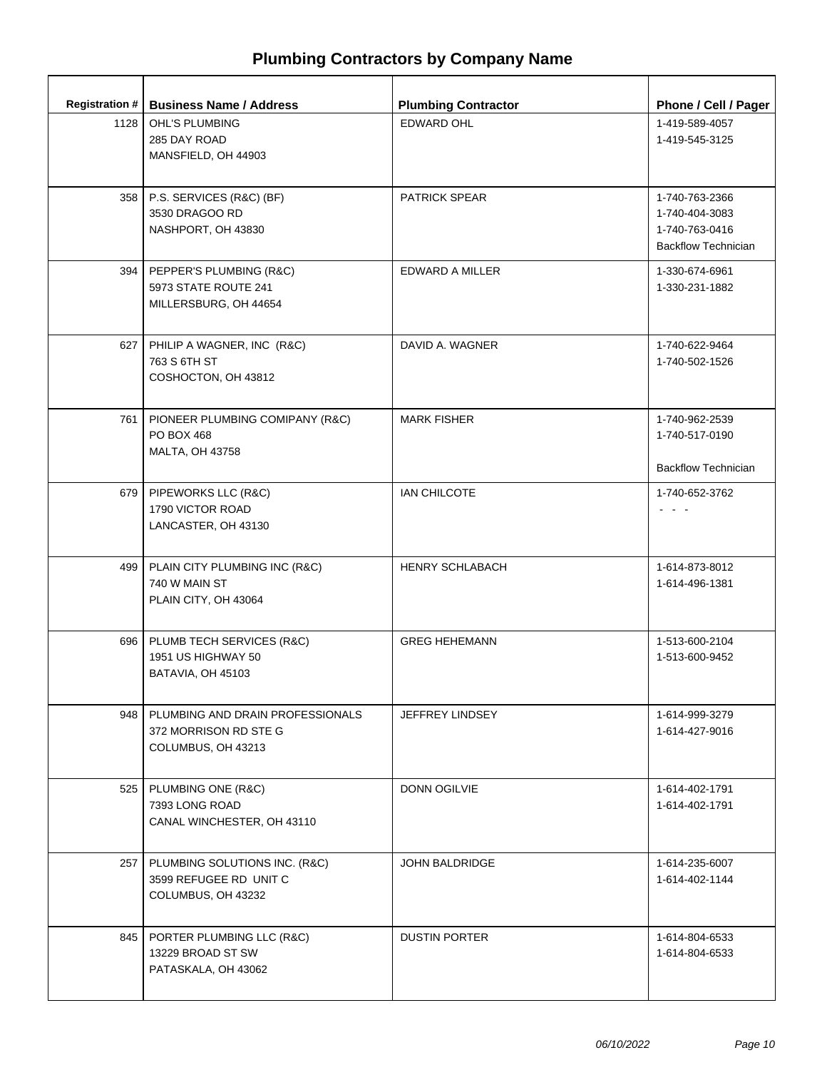# Plumbing Contractors by Company Name

| Registration # | Business Name / Address | Plumbing Contractor | Phone / Cell / Pager |
|---|---|---|---|
| 1128 | OHL'S PLUMBING<br>285 DAY ROAD<br>MANSFIELD, OH 44903 | EDWARD OHL | 1-419-589-4057<br>1-419-545-3125 |
| 358 | P.S. SERVICES (R&C) (BF)<br>3530 DRAGOO RD<br>NASHPORT, OH 43830 | PATRICK SPEAR | 1-740-763-2366<br>1-740-404-3083<br>1-740-763-0416<br>Backflow Technician |
| 394 | PEPPER'S PLUMBING (R&C)<br>5973 STATE ROUTE 241<br>MILLERSBURG, OH 44654 | EDWARD A MILLER | 1-330-674-6961<br>1-330-231-1882 |
| 627 | PHILIP A WAGNER, INC (R&C)<br>763 S 6TH ST<br>COSHOCTON, OH 43812 | DAVID A. WAGNER | 1-740-622-9464<br>1-740-502-1526 |
| 761 | PIONEER PLUMBING COMIPANY (R&C)<br>PO BOX 468<br>MALTA, OH 43758 | MARK FISHER | 1-740-962-2539<br>1-740-517-0190<br>Backflow Technician |
| 679 | PIPEWORKS LLC (R&C)<br>1790 VICTOR ROAD<br>LANCASTER, OH 43130 | IAN CHILCOTE | 1-740-652-3762<br>- - - |
| 499 | PLAIN CITY PLUMBING INC (R&C)<br>740 W MAIN ST<br>PLAIN CITY, OH 43064 | HENRY SCHLABACH | 1-614-873-8012<br>1-614-496-1381 |
| 696 | PLUMB TECH SERVICES (R&C)<br>1951 US HIGHWAY 50<br>BATAVIA, OH 45103 | GREG HEHEMANN | 1-513-600-2104<br>1-513-600-9452 |
| 948 | PLUMBING AND DRAIN PROFESSIONALS<br>372 MORRISON RD STE G<br>COLUMBUS, OH 43213 | JEFFREY LINDSEY | 1-614-999-3279<br>1-614-427-9016 |
| 525 | PLUMBING ONE (R&C)<br>7393 LONG ROAD<br>CANAL WINCHESTER, OH 43110 | DONN OGILVIE | 1-614-402-1791<br>1-614-402-1791 |
| 257 | PLUMBING SOLUTIONS INC. (R&C)<br>3599 REFUGEE RD UNIT C<br>COLUMBUS, OH 43232 | JOHN BALDRIDGE | 1-614-235-6007<br>1-614-402-1144 |
| 845 | PORTER PLUMBING LLC (R&C)<br>13229 BROAD ST SW<br>PATASKALA, OH 43062 | DUSTIN PORTER | 1-614-804-6533<br>1-614-804-6533 |

*06/10/2022*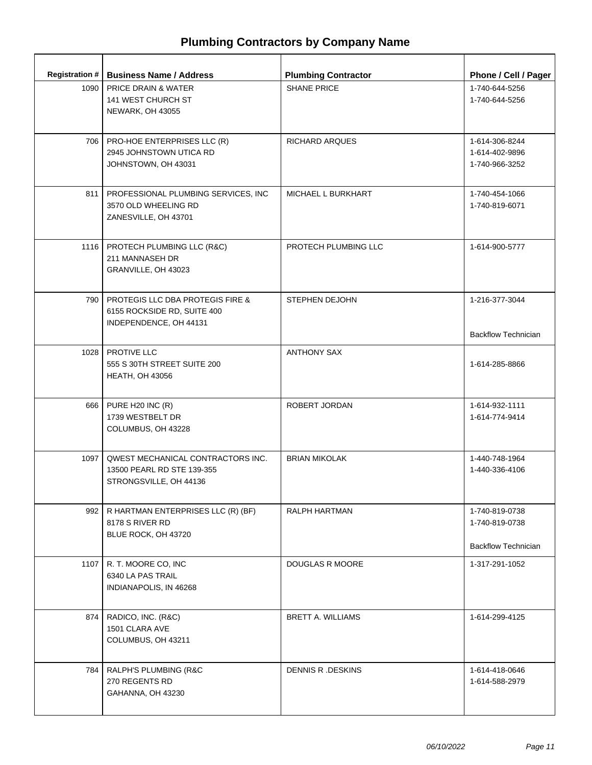# Plumbing Contractors by Company Name

| Registration # | Business Name / Address | Plumbing Contractor | Phone / Cell / Pager |
|---|---|---|---|
| 1090 | PRICE DRAIN & WATER<br>141 WEST CHURCH ST<br>NEWARK, OH 43055 | SHANE PRICE | 1-740-644-5256<br>1-740-644-5256 |
| 706 | PRO-HOE ENTERPRISES LLC (R)<br>2945 JOHNSTOWN UTICA RD<br>JOHNSTOWN, OH 43031 | RICHARD ARQUES | 1-614-306-8244<br>1-614-402-9896<br>1-740-966-3252 |
| 811 | PROFESSIONAL PLUMBING SERVICES, INC<br>3570 OLD WHEELING RD<br>ZANESVILLE, OH 43701 | MICHAEL L BURKHART | 1-740-454-1066<br>1-740-819-6071 |
| 1116 | PROTECH PLUMBING LLC (R&C)<br>211 MANNASEH DR<br>GRANVILLE, OH 43023 | PROTECH PLUMBING LLC | 1-614-900-5777 |
| 790 | PROTEGIS LLC DBA PROTEGIS FIRE &<br>6155 ROCKSIDE RD, SUITE 400<br>INDEPENDENCE, OH 44131 | STEPHEN DEJOHN | 1-216-377-3044<br>Backflow Technician |
| 1028 | PROTIVE LLC<br>555 S 30TH STREET SUITE 200<br>HEATH, OH 43056 | ANTHONY SAX | 1-614-285-8866 |
| 666 | PURE H20 INC (R)<br>1739 WESTBELT DR<br>COLUMBUS, OH 43228 | ROBERT JORDAN | 1-614-932-1111<br>1-614-774-9414 |
| 1097 | QWEST MECHANICAL CONTRACTORS INC.<br>13500 PEARL RD STE 139-355<br>STRONGSVILLE, OH 44136 | BRIAN MIKOLAK | 1-440-748-1964<br>1-440-336-4106 |
| 992 | R HARTMAN ENTERPRISES LLC (R) (BF)<br>8178 S RIVER RD<br>BLUE ROCK, OH 43720 | RALPH HARTMAN | 1-740-819-0738<br>1-740-819-0738<br>Backflow Technician |
| 1107 | R. T. MOORE CO, INC<br>6340 LA PAS TRAIL<br>INDIANAPOLIS, IN 46268 | DOUGLAS R MOORE | 1-317-291-1052 |
| 874 | RADICO, INC. (R&C)<br>1501 CLARA AVE<br>COLUMBUS, OH 43211 | BRETT A. WILLIAMS | 1-614-299-4125 |
| 784 | RALPH'S PLUMBING (R&C<br>270 REGENTS RD<br>GAHANNA, OH 43230 | DENNIS R .DESKINS | 1-614-418-0646<br>1-614-588-2979 |

*06/10/2022*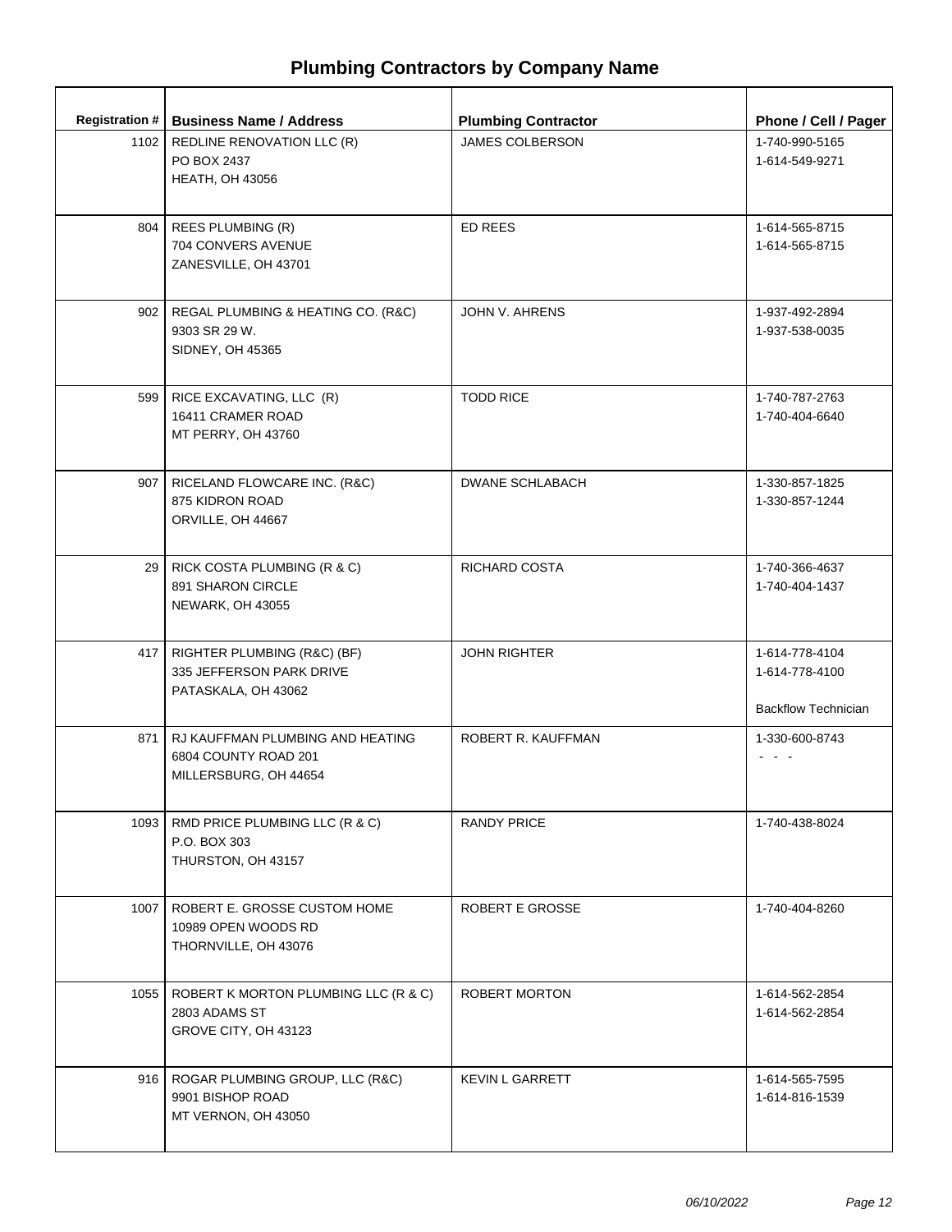# Plumbing Contractors by Company Name

| Registration # | Business Name / Address | Plumbing Contractor | Phone / Cell / Pager |
|---|---|---|---|
| 1102 | REDLINE RENOVATION LLC (R)<br>PO BOX 2437<br>HEATH, OH 43056 | JAMES COLBERSON | 1-740-990-5165<br>1-614-549-9271 |
| 804 | REES PLUMBING (R)<br>704 CONVERS AVENUE<br>ZANESVILLE, OH 43701 | ED REES | 1-614-565-8715<br>1-614-565-8715 |
| 902 | REGAL PLUMBING & HEATING CO. (R&C)<br>9303 SR 29 W.<br>SIDNEY, OH 45365 | JOHN V. AHRENS | 1-937-492-2894<br>1-937-538-0035 |
| 599 | RICE EXCAVATING, LLC (R)<br>16411 CRAMER ROAD<br>MT PERRY, OH 43760 | TODD RICE | 1-740-787-2763<br>1-740-404-6640 |
| 907 | RICELAND FLOWCARE INC. (R&C)<br>875 KIDRON ROAD<br>ORVILLE, OH 44667 | DWANE SCHLABACH | 1-330-857-1825<br>1-330-857-1244 |
| 29 | RICK COSTA PLUMBING (R & C)<br>891 SHARON CIRCLE<br>NEWARK, OH 43055 | RICHARD COSTA | 1-740-366-4637<br>1-740-404-1437 |
| 417 | RIGHTER PLUMBING (R&C) (BF)<br>335 JEFFERSON PARK DRIVE<br>PATASKALA, OH 43062 | JOHN RIGHTER | 1-614-778-4104<br>1-614-778-4100<br><br>Backflow Technician |
| 871 | RJ KAUFFMAN PLUMBING AND HEATING<br>6804 COUNTY ROAD 201<br>MILLERSBURG, OH 44654 | ROBERT R. KAUFFMAN | 1-330-600-8743<br>- - - |
| 1093 | RMD PRICE PLUMBING LLC (R & C)<br>P.O. BOX 303<br>THURSTON, OH 43157 | RANDY PRICE | 1-740-438-8024 |
| 1007 | ROBERT E. GROSSE CUSTOM HOME<br>10989 OPEN WOODS RD<br>THORNVILLE, OH 43076 | ROBERT E GROSSE | 1-740-404-8260 |
| 1055 | ROBERT K MORTON PLUMBING LLC (R & C)<br>2803 ADAMS ST<br>GROVE CITY, OH 43123 | ROBERT MORTON | 1-614-562-2854<br>1-614-562-2854 |
| 916 | ROGAR PLUMBING GROUP, LLC (R&C)<br>9901 BISHOP ROAD<br>MT VERNON, OH 43050 | KEVIN L GARRETT | 1-614-565-7595<br>1-614-816-1539 |

*06/10/2022*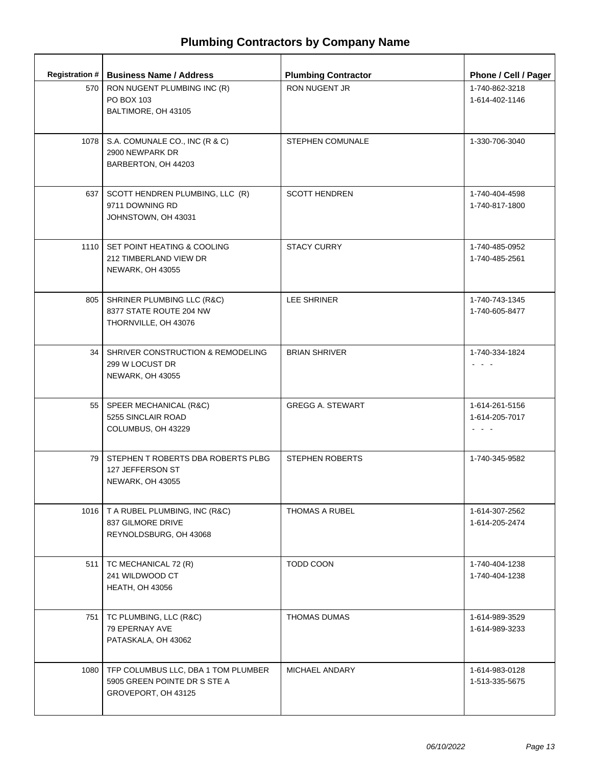# Plumbing Contractors by Company Name

| Registration # | Business Name / Address | Plumbing Contractor | Phone / Cell / Pager |
|---|---|---|---|
| 570 | RON NUGENT PLUMBING INC (R)<br>PO BOX 103<br>BALTIMORE, OH 43105 | RON NUGENT JR | 1-740-862-3218<br>1-614-402-1146 |
| 1078 | S.A. COMUNALE CO., INC (R & C)<br>2900 NEWPARK DR<br>BARBERTON, OH 44203 | STEPHEN COMUNALE | 1-330-706-3040 |
| 637 | SCOTT HENDREN PLUMBING, LLC (R)<br>9711 DOWNING RD<br>JOHNSTOWN, OH 43031 | SCOTT HENDREN | 1-740-404-4598<br>1-740-817-1800 |
| 1110 | SET POINT HEATING & COOLING<br>212 TIMBERLAND VIEW DR<br>NEWARK, OH 43055 | STACY CURRY | 1-740-485-0952<br>1-740-485-2561 |
| 805 | SHRINER PLUMBING LLC (R&C)<br>8377 STATE ROUTE 204 NW<br>THORNVILLE, OH 43076 | LEE SHRINER | 1-740-743-1345<br>1-740-605-8477 |
| 34 | SHRIVER CONSTRUCTION & REMODELING<br>299 W LOCUST DR<br>NEWARK, OH 43055 | BRIAN SHRIVER | 1-740-334-1824<br>- - - |
| 55 | SPEER MECHANICAL (R&C)<br>5255 SINCLAIR ROAD<br>COLUMBUS, OH 43229 | GREGG A. STEWART | 1-614-261-5156<br>1-614-205-7017<br>- - - |
| 79 | STEPHEN T ROBERTS DBA ROBERTS PLBG<br>127 JEFFERSON ST<br>NEWARK, OH 43055 | STEPHEN ROBERTS | 1-740-345-9582 |
| 1016 | T A RUBEL PLUMBING, INC (R&C)<br>837 GILMORE DRIVE<br>REYNOLDSBURG, OH 43068 | THOMAS A RUBEL | 1-614-307-2562<br>1-614-205-2474 |
| 511 | TC MECHANICAL 72 (R)<br>241 WILDWOOD CT<br>HEATH, OH 43056 | TODD COON | 1-740-404-1238<br>1-740-404-1238 |
| 751 | TC PLUMBING, LLC (R&C)<br>79 EPERNAY AVE<br>PATASKALA, OH 43062 | THOMAS DUMAS | 1-614-989-3529<br>1-614-989-3233 |
| 1080 | TFP COLUMBUS LLC, DBA 1 TOM PLUMBER<br>5905 GREEN POINTE DR S STE A<br>GROVEPORT, OH 43125 | MICHAEL ANDARY | 1-614-983-0128<br>1-513-335-5675 |

*06/10/2022*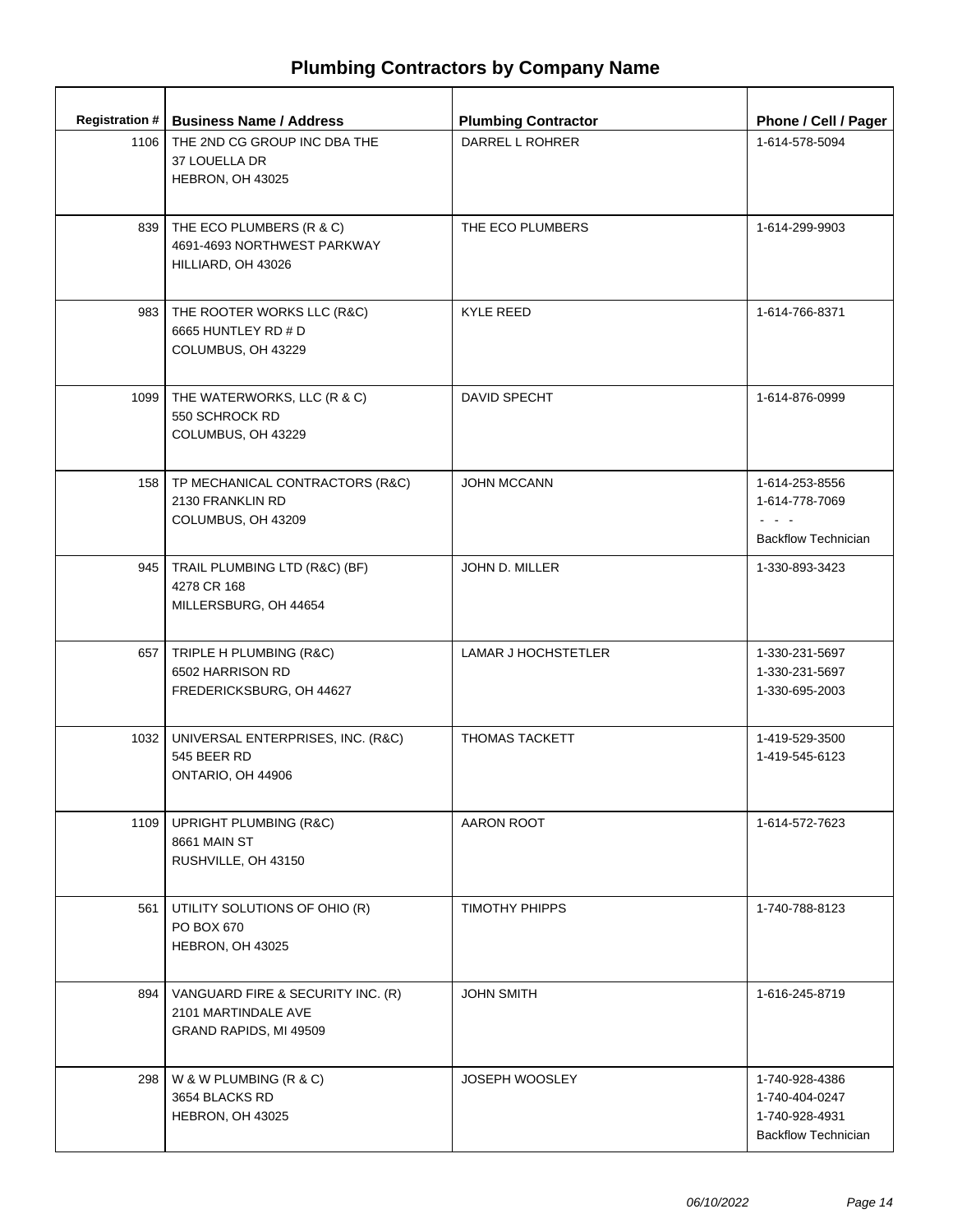# Plumbing Contractors by Company Name

| Registration # | Business Name / Address | Plumbing Contractor | Phone / Cell / Pager |
| --- | --- | --- | --- |
| 1106 | THE 2ND CG GROUP INC DBA THE<br>37 LOUELLA DR<br>HEBRON, OH 43025 | DARREL L ROHRER | 1-614-578-5094 |
| 839 | THE ECO PLUMBERS (R & C)<br>4691-4693 NORTHWEST PARKWAY<br>HILLIARD, OH 43026 | THE ECO PLUMBERS | 1-614-299-9903 |
| 983 | THE ROOTER WORKS LLC (R&C)<br>6665 HUNTLEY RD # D<br>COLUMBUS, OH 43229 | KYLE REED | 1-614-766-8371 |
| 1099 | THE WATERWORKS, LLC (R & C)<br>550 SCHROCK RD<br>COLUMBUS, OH 43229 | DAVID SPECHT | 1-614-876-0999 |
| 158 | TP MECHANICAL CONTRACTORS (R&C)<br>2130 FRANKLIN RD<br>COLUMBUS, OH 43209 | JOHN MCCANN | 1-614-253-8556<br>1-614-778-7069<br>- - -<br>Backflow Technician |
| 945 | TRAIL PLUMBING LTD (R&C) (BF)<br>4278 CR 168<br>MILLERSBURG, OH 44654 | JOHN D. MILLER | 1-330-893-3423 |
| 657 | TRIPLE H PLUMBING (R&C)<br>6502 HARRISON RD<br>FREDERICKSBURG, OH 44627 | LAMAR J HOCHSTETLER | 1-330-231-5697<br>1-330-231-5697<br>1-330-695-2003 |
| 1032 | UNIVERSAL ENTERPRISES, INC. (R&C)<br>545 BEER RD<br>ONTARIO, OH 44906 | THOMAS TACKETT | 1-419-529-3500<br>1-419-545-6123 |
| 1109 | UPRIGHT PLUMBING (R&C)<br>8661 MAIN ST<br>RUSHVILLE, OH 43150 | AARON ROOT | 1-614-572-7623 |
| 561 | UTILITY SOLUTIONS OF OHIO (R)<br>PO BOX 670<br>HEBRON, OH 43025 | TIMOTHY PHIPPS | 1-740-788-8123 |
| 894 | VANGUARD FIRE & SECURITY INC. (R)<br>2101 MARTINDALE AVE<br>GRAND RAPIDS, MI 49509 | JOHN SMITH | 1-616-245-8719 |
| 298 | W & W PLUMBING (R & C)<br>3654 BLACKS RD<br>HEBRON, OH 43025 | JOSEPH WOOSLEY | 1-740-928-4386<br>1-740-404-0247<br>1-740-928-4931<br>Backflow Technician |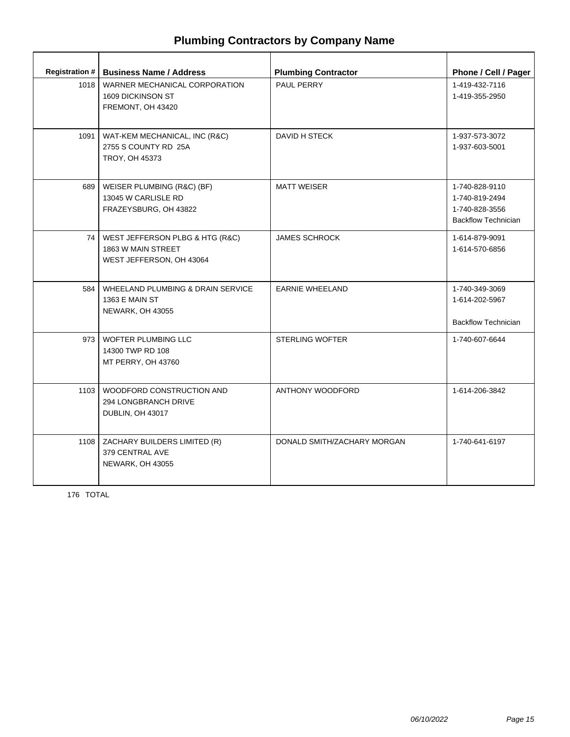# Plumbing Contractors by Company Name

| Registration # | Business Name / Address | Plumbing Contractor | Phone / Cell / Pager |
|---|---|---|---|
| 1018 | WARNER MECHANICAL CORPORATION<br>1609 DICKINSON ST<br>FREMONT, OH 43420 | PAUL PERRY | 1-419-432-7116<br>1-419-355-2950 |
| 1091 | WAT-KEM MECHANICAL, INC (R&C)<br>2755 S COUNTY RD 25A<br>TROY, OH 45373 | DAVID H STECK | 1-937-573-3072<br>1-937-603-5001 |
| 689 | WEISER PLUMBING (R&C) (BF)<br>13045 W CARLISLE RD<br>FRAZEYSBURG, OH 43822 | MATT WEISER | 1-740-828-9110<br>1-740-819-2494<br>1-740-828-3556<br>Backflow Technician |
| 74 | WEST JEFFERSON PLBG & HTG (R&C)<br>1863 W MAIN STREET<br>WEST JEFFERSON, OH 43064 | JAMES SCHROCK | 1-614-879-9091<br>1-614-570-6856 |
| 584 | WHEELAND PLUMBING & DRAIN SERVICE<br>1363 E MAIN ST<br>NEWARK, OH 43055 | EARNIE WHEELAND | 1-740-349-3069<br>1-614-202-5967<br><br>Backflow Technician |
| 973 | WOFTER PLUMBING LLC<br>14300 TWP RD 108<br>MT PERRY, OH 43760 | STERLING WOFTER | 1-740-607-6644 |
| 1103 | WOODFORD CONSTRUCTION AND<br>294 LONGBRANCH DRIVE<br>DUBLIN, OH 43017 | ANTHONY WOODFORD | 1-614-206-3842 |
| 1108 | ZACHARY BUILDERS LIMITED (R)<br>379 CENTRAL AVE<br>NEWARK, OH 43055 | DONALD SMITH/ZACHARY MORGAN | 1-740-641-6197 |

176 TOTAL

*06/10/2022*